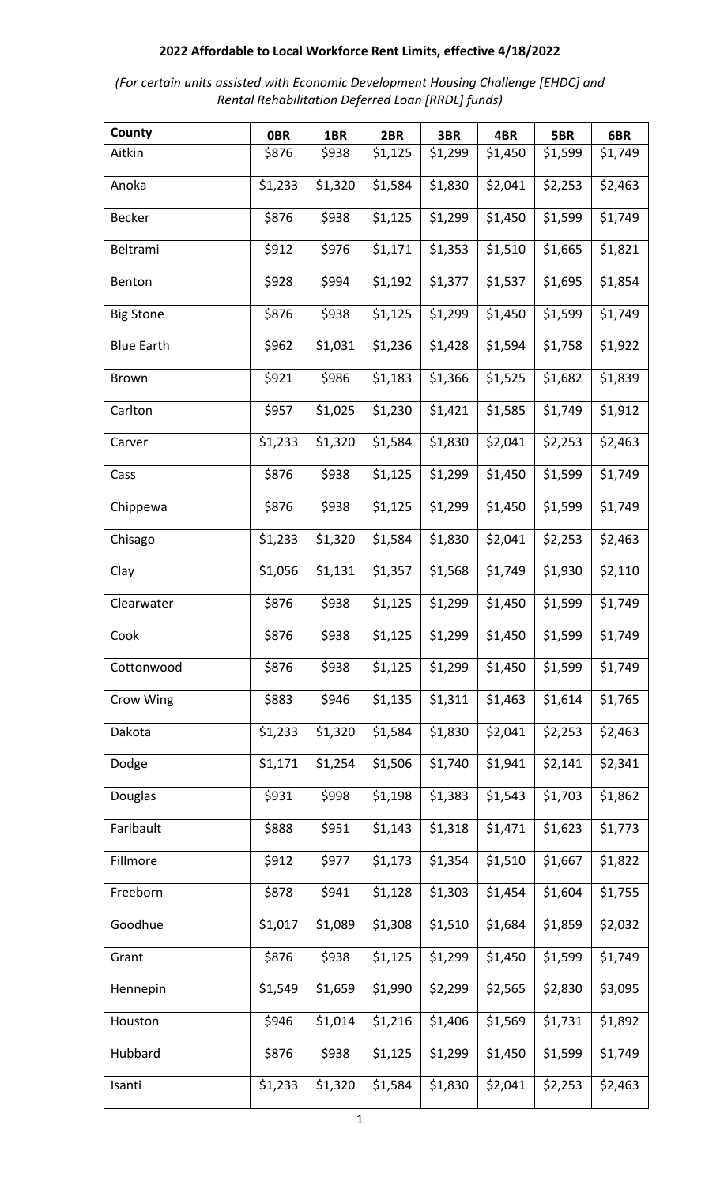**2022 Affordable to Local Workforce Rent Limits, effective 4/18/2022**

*(For certain units assisted with Economic Development Housing Challenge [EHDC] and Rental Rehabilitation Deferred Loan [RRDL] funds)*

| County | 0BR | 1BR | 2BR | 3BR | 4BR | 5BR | 6BR |
|---|---|---|---|---|---|---|---|
| Aitkin | $876 | $938 | $1,125 | $1,299 | $1,450 | $1,599 | $1,749 |
| Anoka | $1,233 | $1,320 | $1,584 | $1,830 | $2,041 | $2,253 | $2,463 |
| Becker | $876 | $938 | $1,125 | $1,299 | $1,450 | $1,599 | $1,749 |
| Beltrami | $912 | $976 | $1,171 | $1,353 | $1,510 | $1,665 | $1,821 |
| Benton | $928 | $994 | $1,192 | $1,377 | $1,537 | $1,695 | $1,854 |
| Big Stone | $876 | $938 | $1,125 | $1,299 | $1,450 | $1,599 | $1,749 |
| Blue Earth | $962 | $1,031 | $1,236 | $1,428 | $1,594 | $1,758 | $1,922 |
| Brown | $921 | $986 | $1,183 | $1,366 | $1,525 | $1,682 | $1,839 |
| Carlton | $957 | $1,025 | $1,230 | $1,421 | $1,585 | $1,749 | $1,912 |
| Carver | $1,233 | $1,320 | $1,584 | $1,830 | $2,041 | $2,253 | $2,463 |
| Cass | $876 | $938 | $1,125 | $1,299 | $1,450 | $1,599 | $1,749 |
| Chippewa | $876 | $938 | $1,125 | $1,299 | $1,450 | $1,599 | $1,749 |
| Chisago | $1,233 | $1,320 | $1,584 | $1,830 | $2,041 | $2,253 | $2,463 |
| Clay | $1,056 | $1,131 | $1,357 | $1,568 | $1,749 | $1,930 | $2,110 |
| Clearwater | $876 | $938 | $1,125 | $1,299 | $1,450 | $1,599 | $1,749 |
| Cook | $876 | $938 | $1,125 | $1,299 | $1,450 | $1,599 | $1,749 |
| Cottonwood | $876 | $938 | $1,125 | $1,299 | $1,450 | $1,599 | $1,749 |
| Crow Wing | $883 | $946 | $1,135 | $1,311 | $1,463 | $1,614 | $1,765 |
| Dakota | $1,233 | $1,320 | $1,584 | $1,830 | $2,041 | $2,253 | $2,463 |
| Dodge | $1,171 | $1,254 | $1,506 | $1,740 | $1,941 | $2,141 | $2,341 |
| Douglas | $931 | $998 | $1,198 | $1,383 | $1,543 | $1,703 | $1,862 |
| Faribault | $888 | $951 | $1,143 | $1,318 | $1,471 | $1,623 | $1,773 |
| Fillmore | $912 | $977 | $1,173 | $1,354 | $1,510 | $1,667 | $1,822 |
| Freeborn | $878 | $941 | $1,128 | $1,303 | $1,454 | $1,604 | $1,755 |
| Goodhue | $1,017 | $1,089 | $1,308 | $1,510 | $1,684 | $1,859 | $2,032 |
| Grant | $876 | $938 | $1,125 | $1,299 | $1,450 | $1,599 | $1,749 |
| Hennepin | $1,549 | $1,659 | $1,990 | $2,299 | $2,565 | $2,830 | $3,095 |
| Houston | $946 | $1,014 | $1,216 | $1,406 | $1,569 | $1,731 | $1,892 |
| Hubbard | $876 | $938 | $1,125 | $1,299 | $1,450 | $1,599 | $1,749 |
| Isanti | $1,233 | $1,320 | $1,584 | $1,830 | $2,041 | $2,253 | $2,463 |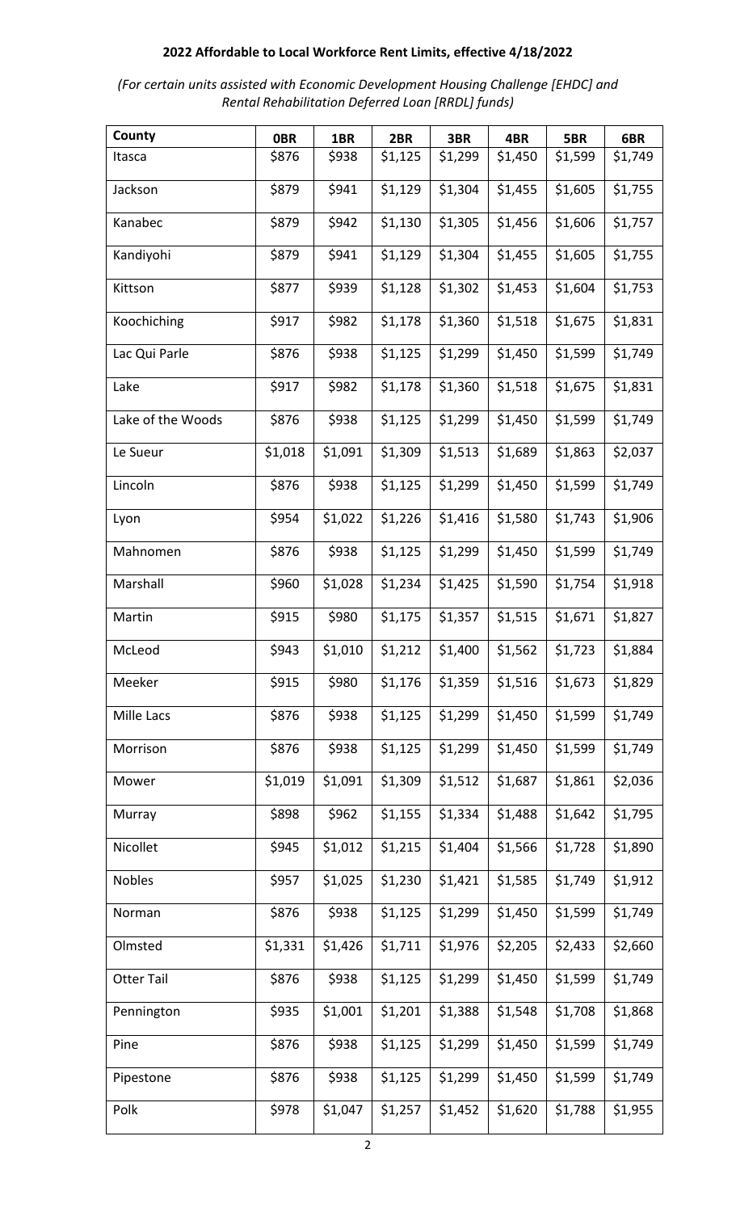## 2022 Affordable to Local Workforce Rent Limits, effective 4/18/2022

*(For certain units assisted with Economic Development Housing Challenge [EHDC] and Rental Rehabilitation Deferred Loan [RRDL] funds)*

| County | 0BR | 1BR | 2BR | 3BR | 4BR | 5BR | 6BR |
|---|---|---|---|---|---|---|---|
| Itasca | $876 | $938 | $1,125 | $1,299 | $1,450 | $1,599 | $1,749 |
| Jackson | $879 | $941 | $1,129 | $1,304 | $1,455 | $1,605 | $1,755 |
| Kanabec | $879 | $942 | $1,130 | $1,305 | $1,456 | $1,606 | $1,757 |
| Kandiyohi | $879 | $941 | $1,129 | $1,304 | $1,455 | $1,605 | $1,755 |
| Kittson | $877 | $939 | $1,128 | $1,302 | $1,453 | $1,604 | $1,753 |
| Koochiching | $917 | $982 | $1,178 | $1,360 | $1,518 | $1,675 | $1,831 |
| Lac Qui Parle | $876 | $938 | $1,125 | $1,299 | $1,450 | $1,599 | $1,749 |
| Lake | $917 | $982 | $1,178 | $1,360 | $1,518 | $1,675 | $1,831 |
| Lake of the Woods | $876 | $938 | $1,125 | $1,299 | $1,450 | $1,599 | $1,749 |
| Le Sueur | $1,018 | $1,091 | $1,309 | $1,513 | $1,689 | $1,863 | $2,037 |
| Lincoln | $876 | $938 | $1,125 | $1,299 | $1,450 | $1,599 | $1,749 |
| Lyon | $954 | $1,022 | $1,226 | $1,416 | $1,580 | $1,743 | $1,906 |
| Mahnomen | $876 | $938 | $1,125 | $1,299 | $1,450 | $1,599 | $1,749 |
| Marshall | $960 | $1,028 | $1,234 | $1,425 | $1,590 | $1,754 | $1,918 |
| Martin | $915 | $980 | $1,175 | $1,357 | $1,515 | $1,671 | $1,827 |
| McLeod | $943 | $1,010 | $1,212 | $1,400 | $1,562 | $1,723 | $1,884 |
| Meeker | $915 | $980 | $1,176 | $1,359 | $1,516 | $1,673 | $1,829 |
| Mille Lacs | $876 | $938 | $1,125 | $1,299 | $1,450 | $1,599 | $1,749 |
| Morrison | $876 | $938 | $1,125 | $1,299 | $1,450 | $1,599 | $1,749 |
| Mower | $1,019 | $1,091 | $1,309 | $1,512 | $1,687 | $1,861 | $2,036 |
| Murray | $898 | $962 | $1,155 | $1,334 | $1,488 | $1,642 | $1,795 |
| Nicollet | $945 | $1,012 | $1,215 | $1,404 | $1,566 | $1,728 | $1,890 |
| Nobles | $957 | $1,025 | $1,230 | $1,421 | $1,585 | $1,749 | $1,912 |
| Norman | $876 | $938 | $1,125 | $1,299 | $1,450 | $1,599 | $1,749 |
| Olmsted | $1,331 | $1,426 | $1,711 | $1,976 | $2,205 | $2,433 | $2,660 |
| Otter Tail | $876 | $938 | $1,125 | $1,299 | $1,450 | $1,599 | $1,749 |
| Pennington | $935 | $1,001 | $1,201 | $1,388 | $1,548 | $1,708 | $1,868 |
| Pine | $876 | $938 | $1,125 | $1,299 | $1,450 | $1,599 | $1,749 |
| Pipestone | $876 | $938 | $1,125 | $1,299 | $1,450 | $1,599 | $1,749 |
| Polk | $978 | $1,047 | $1,257 | $1,452 | $1,620 | $1,788 | $1,955 |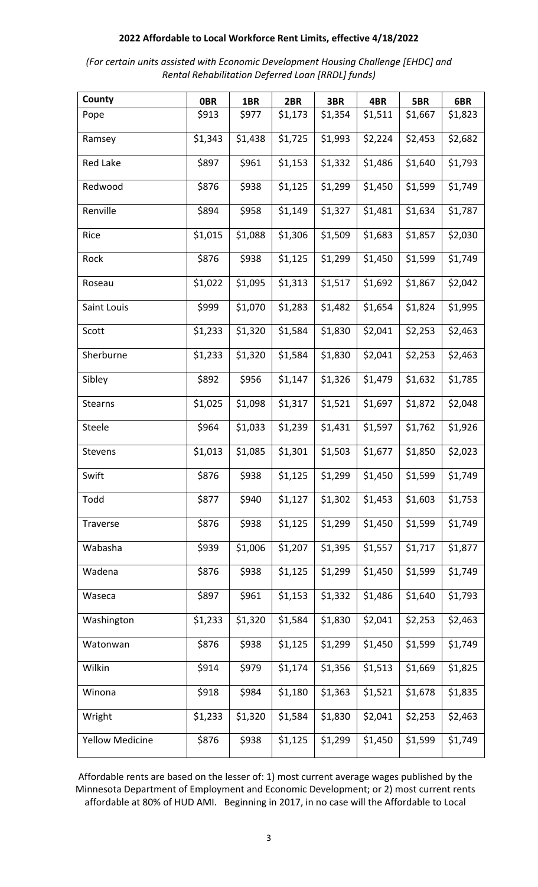**2022 Affordable to Local Workforce Rent Limits, effective 4/18/2022**

*(For certain units assisted with Economic Development Housing Challenge [EHDC] and Rental Rehabilitation Deferred Loan [RRDL] funds)*

| County | 0BR | 1BR | 2BR | 3BR | 4BR | 5BR | 6BR |
|---|---|---|---|---|---|---|---|
| Pope | $913 | $977 | $1,173 | $1,354 | $1,511 | $1,667 | $1,823 |
| Ramsey | $1,343 | $1,438 | $1,725 | $1,993 | $2,224 | $2,453 | $2,682 |
| Red Lake | $897 | $961 | $1,153 | $1,332 | $1,486 | $1,640 | $1,793 |
| Redwood | $876 | $938 | $1,125 | $1,299 | $1,450 | $1,599 | $1,749 |
| Renville | $894 | $958 | $1,149 | $1,327 | $1,481 | $1,634 | $1,787 |
| Rice | $1,015 | $1,088 | $1,306 | $1,509 | $1,683 | $1,857 | $2,030 |
| Rock | $876 | $938 | $1,125 | $1,299 | $1,450 | $1,599 | $1,749 |
| Roseau | $1,022 | $1,095 | $1,313 | $1,517 | $1,692 | $1,867 | $2,042 |
| Saint Louis | $999 | $1,070 | $1,283 | $1,482 | $1,654 | $1,824 | $1,995 |
| Scott | $1,233 | $1,320 | $1,584 | $1,830 | $2,041 | $2,253 | $2,463 |
| Sherburne | $1,233 | $1,320 | $1,584 | $1,830 | $2,041 | $2,253 | $2,463 |
| Sibley | $892 | $956 | $1,147 | $1,326 | $1,479 | $1,632 | $1,785 |
| Stearns | $1,025 | $1,098 | $1,317 | $1,521 | $1,697 | $1,872 | $2,048 |
| Steele | $964 | $1,033 | $1,239 | $1,431 | $1,597 | $1,762 | $1,926 |
| Stevens | $1,013 | $1,085 | $1,301 | $1,503 | $1,677 | $1,850 | $2,023 |
| Swift | $876 | $938 | $1,125 | $1,299 | $1,450 | $1,599 | $1,749 |
| Todd | $877 | $940 | $1,127 | $1,302 | $1,453 | $1,603 | $1,753 |
| Traverse | $876 | $938 | $1,125 | $1,299 | $1,450 | $1,599 | $1,749 |
| Wabasha | $939 | $1,006 | $1,207 | $1,395 | $1,557 | $1,717 | $1,877 |
| Wadena | $876 | $938 | $1,125 | $1,299 | $1,450 | $1,599 | $1,749 |
| Waseca | $897 | $961 | $1,153 | $1,332 | $1,486 | $1,640 | $1,793 |
| Washington | $1,233 | $1,320 | $1,584 | $1,830 | $2,041 | $2,253 | $2,463 |
| Watonwan | $876 | $938 | $1,125 | $1,299 | $1,450 | $1,599 | $1,749 |
| Wilkin | $914 | $979 | $1,174 | $1,356 | $1,513 | $1,669 | $1,825 |
| Winona | $918 | $984 | $1,180 | $1,363 | $1,521 | $1,678 | $1,835 |
| Wright | $1,233 | $1,320 | $1,584 | $1,830 | $2,041 | $2,253 | $2,463 |
| Yellow Medicine | $876 | $938 | $1,125 | $1,299 | $1,450 | $1,599 | $1,749 |

Affordable rents are based on the lesser of: 1) most current average wages published by the Minnesota Department of Employment and Economic Development; or 2) most current rents affordable at 80% of HUD AMI. Beginning in 2017, in no case will the Affordable to Local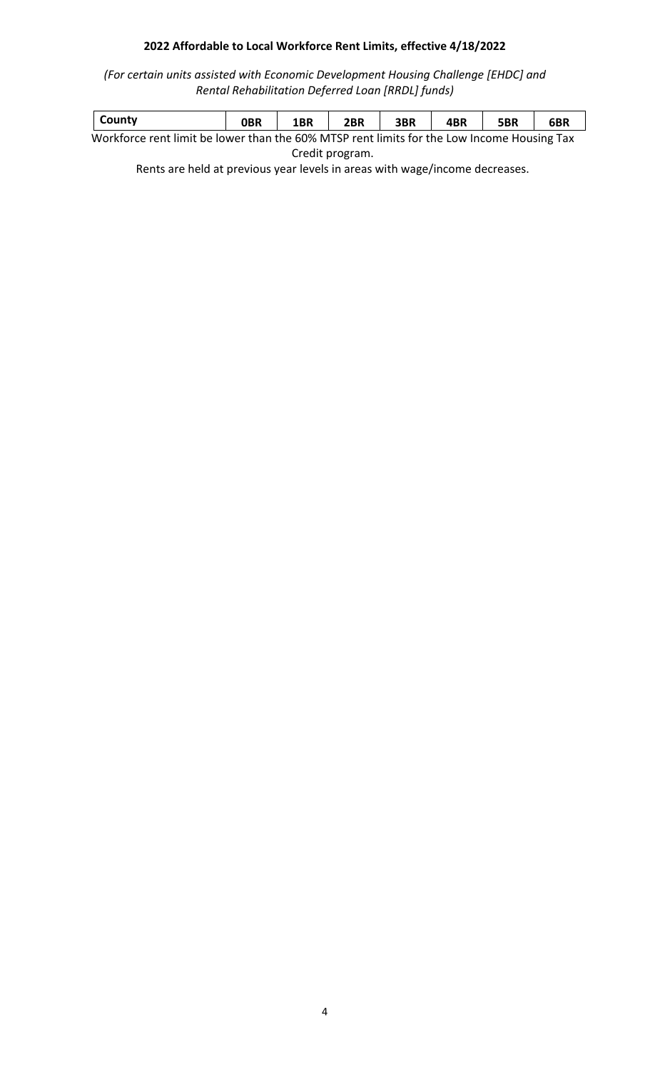**2022 Affordable to Local Workforce Rent Limits, effective 4/18/2022**

*(For certain units assisted with Economic Development Housing Challenge [EHDC] and Rental Rehabilitation Deferred Loan [RRDL] funds)*

| County | 0BR | 1BR | 2BR | 3BR | 4BR | 5BR | 6BR |
|---|---|---|---|---|---|---|---|

Workforce rent limit be lower than the 60% MTSP rent limits for the Low Income Housing Tax Credit program.

Rents are held at previous year levels in areas with wage/income decreases.